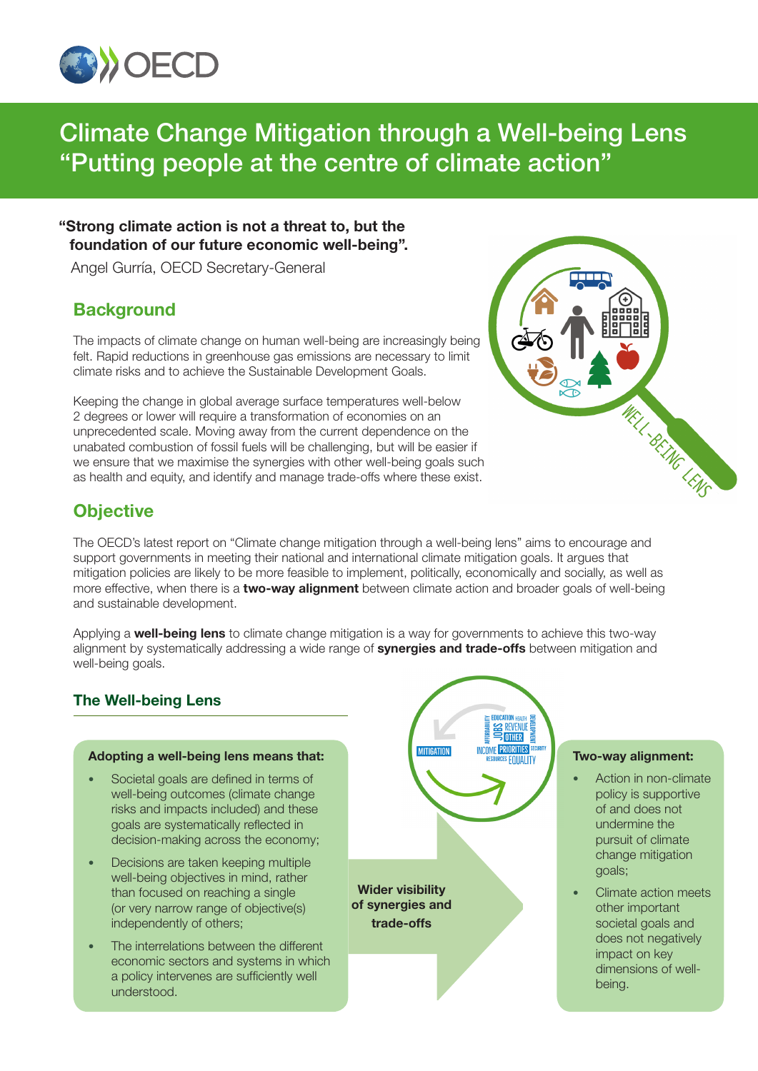# Climate Change Mitigation through a Well-being Lens "Putting people at the centre of climate action"

**"Strong climate action is not a threat to, but the foundation of our future economic well-being".**

Angel Gurría, OECD Secretary-General

## Background

The impacts of climate change on human well-being are increasingly being felt. Rapid reductions in greenhouse gas emissions are necessary to limit climate risks and to achieve the Sustainable Development Goals.

Keeping the change in global average surface temperatures well-below 2 degrees or lower will require a transformation of economies on an unprecedented scale. Moving away from the current dependence on the unabated combustion of fossil fuels will be challenging, but will be easier if we ensure that we maximise the synergies with other well-being goals such as health and equity, and identify and manage trade-offs where these exist.

## Objective

The OECD's latest report on "Climate change mitigation through a well-being lens" aims to encourage and support governments in meeting their national and international climate mitigation goals. It argues that mitigation policies are likely to be more feasible to implement, politically, economically and socially, as well as more effective, when there is a **two-way alignment** between climate action and broader goals of well-being and sustainable development.

Applying a **well-being lens** to climate change mitigation is a way for governments to achieve this two-way alignment by systematically addressing a wide range of **synergies and trade-offs** between mitigation and well-being goals.

### The Well-being Lens

**Adopting a well-being lens means that:**

- Societal goals are defined in terms of well-being outcomes (climate change risks and impacts included) and these goals are systematically reflected in decision-making across the economy;
- Decisions are taken keeping multiple well-being objectives in mind, rather than focused on reaching a single (or very narrow range of objective(s) independently of others;
- The interrelations between the different economic sectors and systems in which a policy intervenes are sufficiently well understood.

**Wider visibility of synergies and trade-offs**

**Two-way alignment:**

- Action in non-climate policy is supportive of and does not undermine the pursuit of climate change mitigation goals;
- Climate action meets other important societal goals and does not negatively impact on key dimensions of well-being.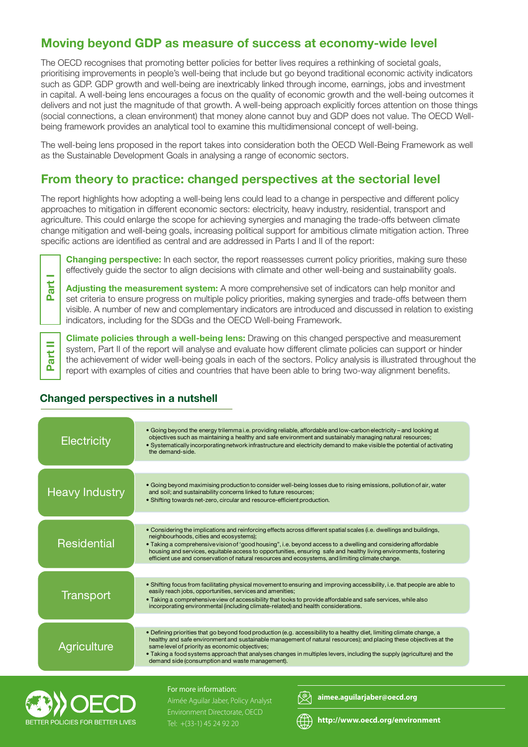## Moving beyond GDP as measure of success at economy-wide level

The OECD recognises that promoting better policies for better lives requires a rethinking of societal goals, prioritising improvements in people's well-being that include but go beyond traditional economic activity indicators such as GDP. GDP growth and well-being are inextricably linked through income, earnings, jobs and investment in capital. A well-being lens encourages a focus on the quality of economic growth and the well-being outcomes it delivers and not just the magnitude of that growth. A well-being approach explicitly forces attention on those things (social connections, a clean environment) that money alone cannot buy and GDP does not value. The OECD Well-being framework provides an analytical tool to examine this multidimensional concept of well-being.

The well-being lens proposed in the report takes into consideration both the OECD Well-Being Framework as well as the Sustainable Development Goals in analysing a range of economic sectors.

## From theory to practice: changed perspectives at the sectorial level

The report highlights how adopting a well-being lens could lead to a change in perspective and different policy approaches to mitigation in different economic sectors: electricity, heavy industry, residential, transport and agriculture. This could enlarge the scope for achieving synergies and managing the trade-offs between climate change mitigation and well-being goals, increasing political support for ambitious climate mitigation action. Three specific actions are identified as central and are addressed in Parts I and II of the report:

**Part I**

**Changing perspective:** In each sector, the report reassesses current policy priorities, making sure these effectively guide the sector to align decisions with climate and other well-being and sustainability goals.

**Adjusting the measurement system:** A more comprehensive set of indicators can help monitor and set criteria to ensure progress on multiple policy priorities, making synergies and trade-offs between them visible. A number of new and complementary indicators are introduced and discussed in relation to existing indicators, including for the SDGs and the OECD Well-being Framework.

**Part II**

**Climate policies through a well-being lens:** Drawing on this changed perspective and measurement system, Part II of the report will analyse and evaluate how different climate policies can support or hinder the achievement of wider well-being goals in each of the sectors. Policy analysis is illustrated throughout the report with examples of cities and countries that have been able to bring two-way alignment benefits.

### Changed perspectives in a nutshell

| | |
|---|---|
| Electricity | • Going beyond the energy trilemma i.e. providing reliable, affordable and low-carbon electricity – and looking at objectives such as maintaining a healthy and safe environment and sustainably managing natural resources;<br>• Systematically incorporating network infrastructure and electricity demand to make visible the potential of activating the demand-side. |
| Heavy Industry | • Going beyond maximising production to consider well-being losses due to rising emissions, pollution of air, water and soil; and sustainability concerns linked to future resources;<br>• Shifting towards net-zero, circular and resource-efficient production. |
| Residential | • Considering the implications and reinforcing effects across different spatial scales (i.e. dwellings and buildings, neighbourhoods, cities and ecosystems);<br>• Taking a comprehensive vision of 'good housing", i.e. beyond access to a dwelling and considering affordable housing and services, equitable access to opportunities, ensuring safe and healthy living environments, fostering efficient use and conservation of natural resources and ecosystems, and limiting climate change. |
| Transport | • Shifting focus from facilitating physical movement to ensuring and improving accessibility, i.e. that people are able to easily reach jobs, opportunities, services and amenities;<br>• Taking a comprehensive view of accessibility that looks to provide affordable and safe services, while also incorporating environmental (including climate-related) and health considerations. |
| Agriculture | • Defining priorities that go beyond food production (e.g. accessibility to a healthy diet, limiting climate change, a healthy and safe environment and sustainable management of natural resources); and placing these objectives at the same level of priority as economic objectives;<br>• Taking a food systems approach that analyses changes in multiples levers, including the supply (agriculture) and the demand side (consumption and waste management). |

OECD
BETTER POLICIES FOR BETTER LIVES

For more information:
Aimée Aguilar Jaber, Policy Analyst
Environment Directorate, OECD
Tel: +(33-1) 45 24 92 20

aimee.aguilarjaber@oecd.org

http://www.oecd.org/environment